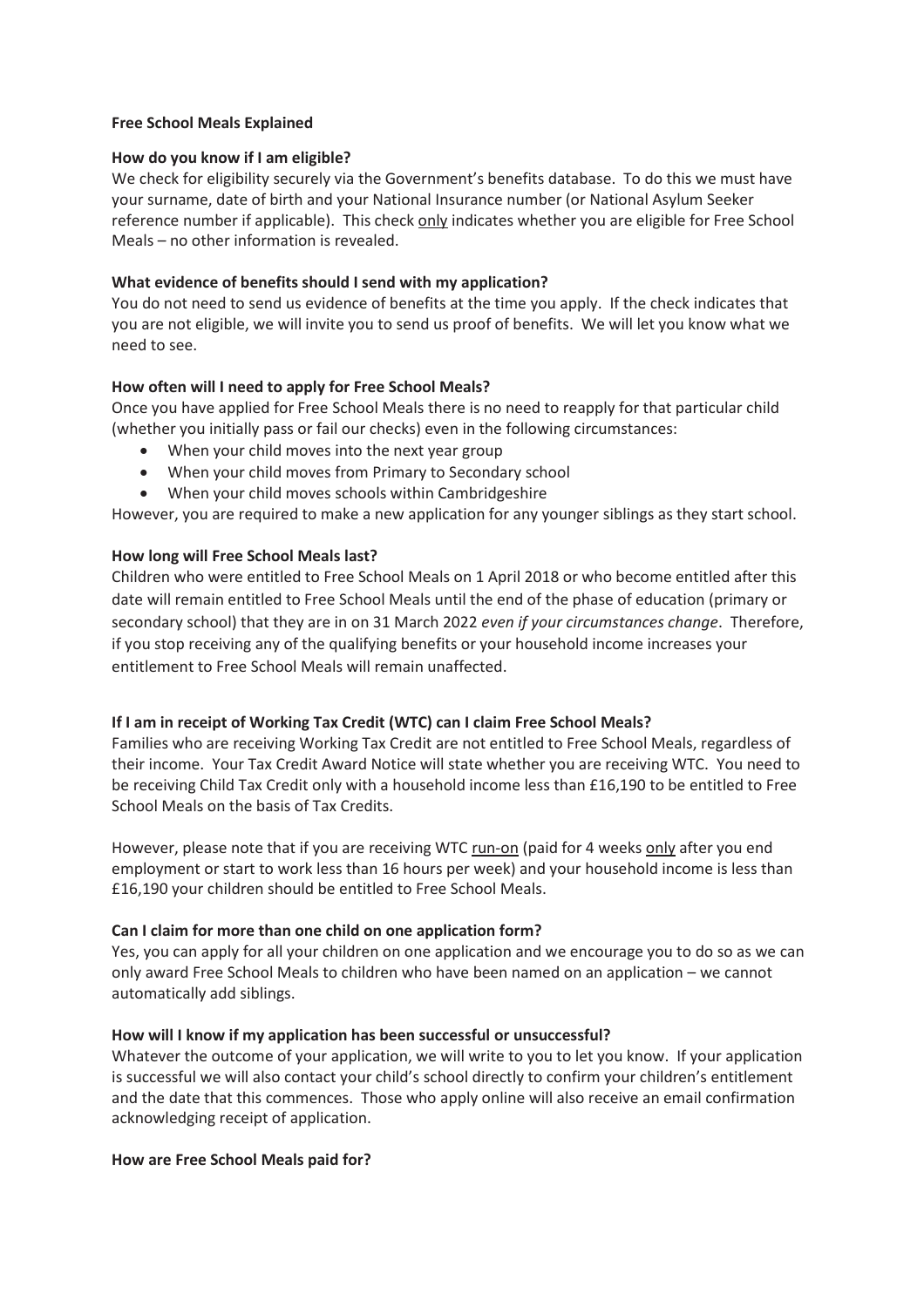# Free School Meals Explained

## How do you know if I am eligible?

We check for eligibility securely via the Government's benefits database. To do this we must have your surname, date of birth and your National Insurance number (or National Asylum Seeker reference number if applicable). This check <u>only</u> indicates whether you are eligible for Free School Meals – no other information is revealed.

## What evidence of benefits should I send with my application?

You do not need to send us evidence of benefits at the time you apply. If the check indicates that you are not eligible, we will invite you to send us proof of benefits. We will let you know what we need to see.

## How often will I need to apply for Free School Meals?

Once you have applied for Free School Meals there is no need to reapply for that particular child (whether you initially pass or fail our checks) even in the following circumstances:

- When your child moves into the next year group
- When your child moves from Primary to Secondary school
- When your child moves schools within Cambridgeshire

However, you are required to make a new application for any younger siblings as they start school.

## How long will Free School Meals last?

Children who were entitled to Free School Meals on 1 April 2018 or who become entitled after this date will remain entitled to Free School Meals until the end of the phase of education (primary or secondary school) that they are in on 31 March 2022 *even if your circumstances change*. Therefore, if you stop receiving any of the qualifying benefits or your household income increases your entitlement to Free School Meals will remain unaffected.

## If I am in receipt of Working Tax Credit (WTC) can I claim Free School Meals?

Families who are receiving Working Tax Credit are not entitled to Free School Meals, regardless of their income. Your Tax Credit Award Notice will state whether you are receiving WTC. You need to be receiving Child Tax Credit only with a household income less than £16,190 to be entitled to Free School Meals on the basis of Tax Credits.

However, please note that if you are receiving WTC <u>run-on</u> (paid for 4 weeks <u>only</u> after you end employment or start to work less than 16 hours per week) and your household income is less than £16,190 your children should be entitled to Free School Meals.

## Can I claim for more than one child on one application form?

Yes, you can apply for all your children on one application and we encourage you to do so as we can only award Free School Meals to children who have been named on an application – we cannot automatically add siblings.

## How will I know if my application has been successful or unsuccessful?

Whatever the outcome of your application, we will write to you to let you know. If your application is successful we will also contact your child's school directly to confirm your children's entitlement and the date that this commences. Those who apply online will also receive an email confirmation acknowledging receipt of application.

## How are Free School Meals paid for?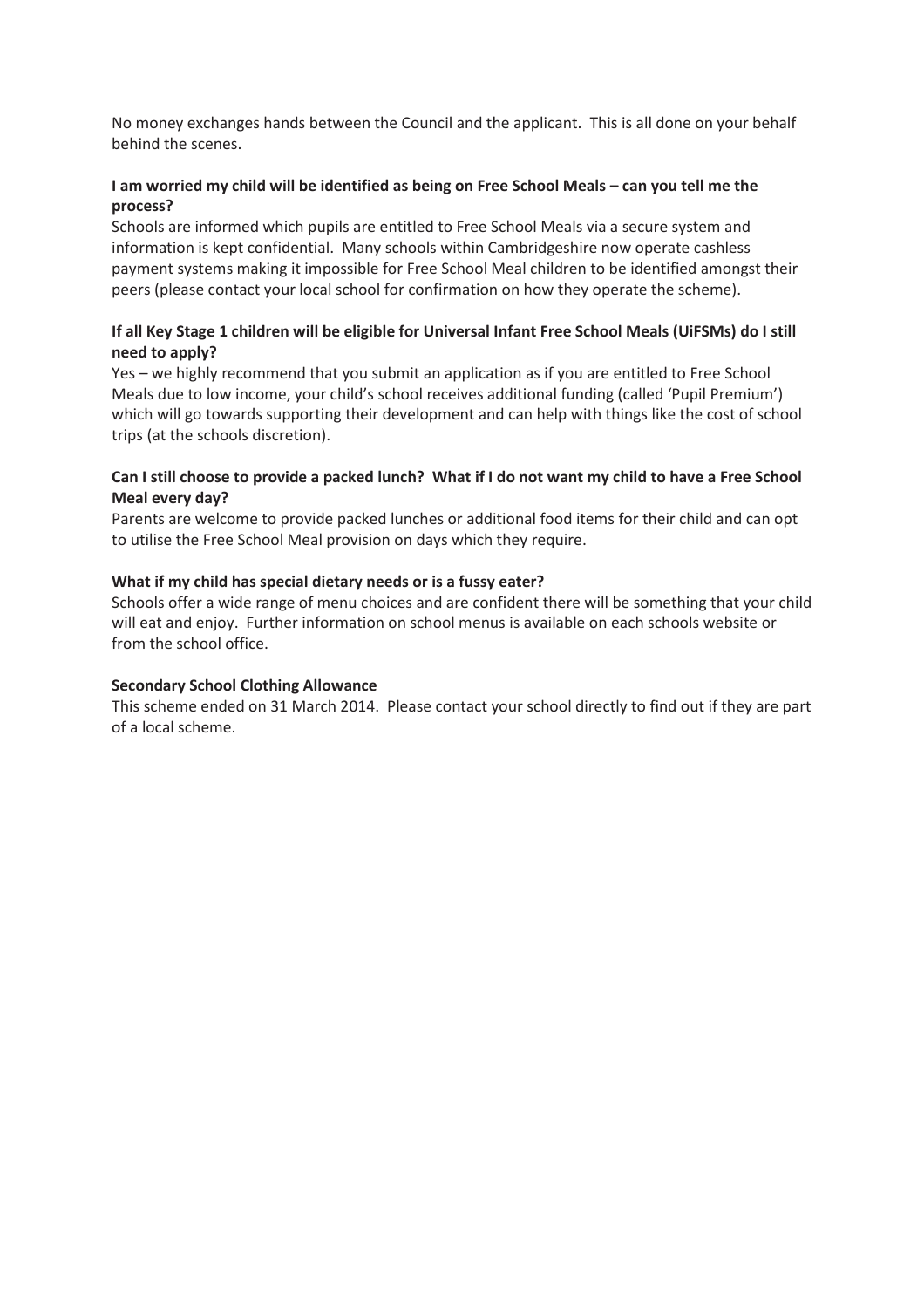No money exchanges hands between the Council and the applicant. This is all done on your behalf behind the scenes.

**I am worried my child will be identified as being on Free School Meals – can you tell me the process?**

Schools are informed which pupils are entitled to Free School Meals via a secure system and information is kept confidential. Many schools within Cambridgeshire now operate cashless payment systems making it impossible for Free School Meal children to be identified amongst their peers (please contact your local school for confirmation on how they operate the scheme).

**If all Key Stage 1 children will be eligible for Universal Infant Free School Meals (UiFSMs) do I still need to apply?**

Yes – we highly recommend that you submit an application as if you are entitled to Free School Meals due to low income, your child's school receives additional funding (called 'Pupil Premium') which will go towards supporting their development and can help with things like the cost of school trips (at the schools discretion).

**Can I still choose to provide a packed lunch? What if I do not want my child to have a Free School Meal every day?**

Parents are welcome to provide packed lunches or additional food items for their child and can opt to utilise the Free School Meal provision on days which they require.

**What if my child has special dietary needs or is a fussy eater?**

Schools offer a wide range of menu choices and are confident there will be something that your child will eat and enjoy. Further information on school menus is available on each schools website or from the school office.

**Secondary School Clothing Allowance**

This scheme ended on 31 March 2014. Please contact your school directly to find out if they are part of a local scheme.